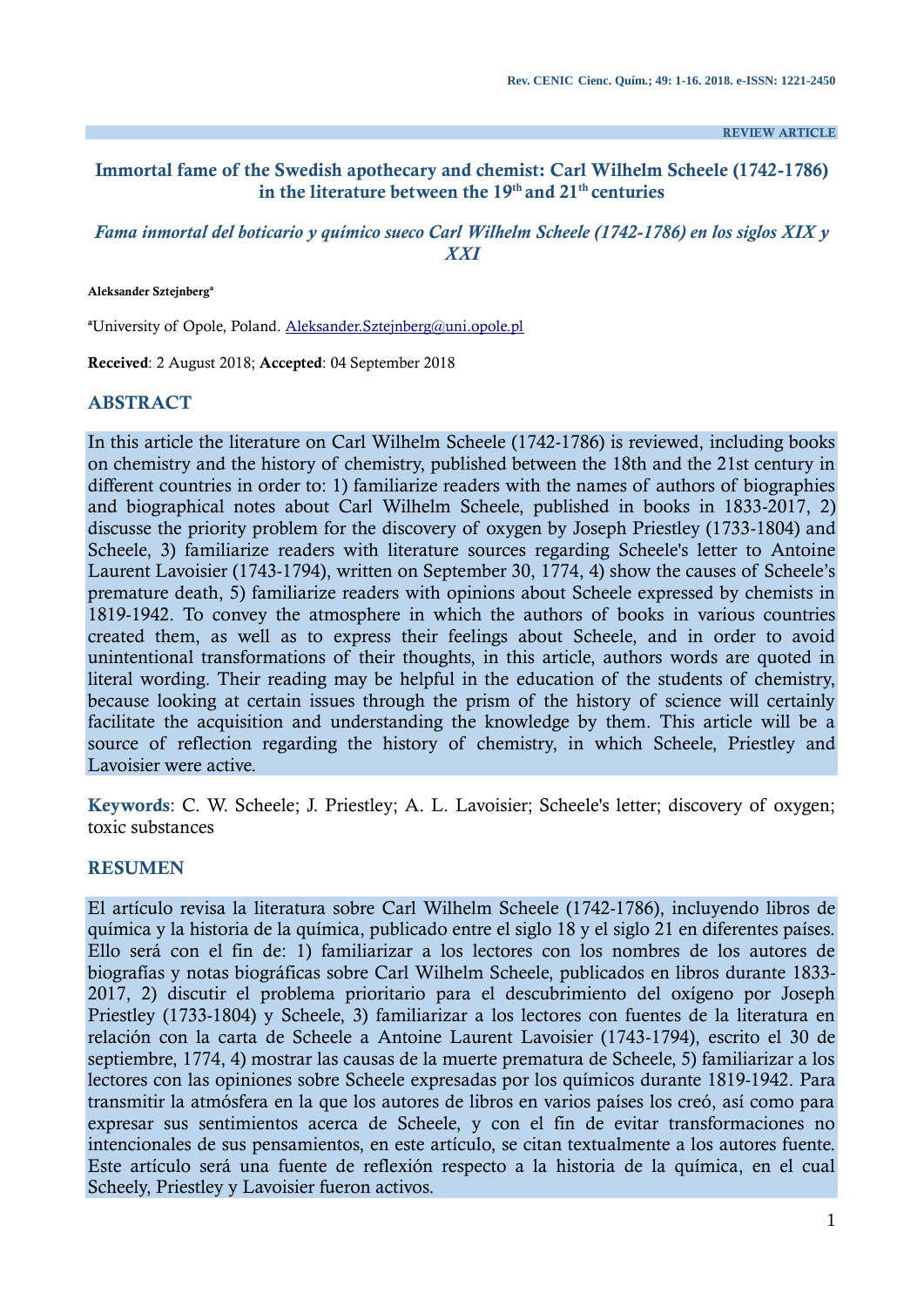REVIEW ARTICLE

# Immortal fame of the Swedish apothecary and chemist: Carl Wilhelm Scheele (1742-1786) in the literature between the 19$^{th}$ and 21$^{th}$ centuries

## *Fama inmortal del boticario y químico sueco Carl Wilhelm Scheele (1742-1786) en los siglos XIX y XXI*

**Aleksander Sztejnberg**[a]

[a]University of Opole, Poland. Aleksander.Sztejnberg@uni.opole.pl

**Received**: 2 August 2018; **Accepted**: 04 September 2018

## ABSTRACT

In this article the literature on Carl Wilhelm Scheele (1742-1786) is reviewed, including books on chemistry and the history of chemistry, published between the 18th and the 21st century in different countries in order to: 1) familiarize readers with the names of authors of biographies and biographical notes about Carl Wilhelm Scheele, published in books in 1833-2017, 2) discuss the priority problem for the discovery of oxygen by Joseph Priestley (1733-1804) and Scheele, 3) familiarize readers with literature sources regarding Scheele's letter to Antoine Laurent Lavoisier (1743-1794), written on September 30, 1774, 4) show the causes of Scheele's premature death, 5) familiarize readers with opinions about Scheele expressed by chemists in 1819-1942. To convey the atmosphere in which the authors of books in various countries created them, as well as to express their feelings about Scheele, and in order to avoid unintentional transformations of their thoughts, in this article, authors words are quoted in literal wording. Their reading may be helpful in the education of the students of chemistry, because looking at certain issues through the prism of the history of science will certainly facilitate the acquisition and understanding the knowledge by them. This article will be a source of reflection regarding the history of chemistry, in which Scheele, Priestley and Lavoisier were active.

**Keywords**: C. W. Scheele; J. Priestley; A. L. Lavoisier; Scheele's letter; discovery of oxygen; toxic substances

## RESUMEN

El artículo revisa la literatura sobre Carl Wilhelm Scheele (1742-1786), incluyendo libros de química y la historia de la química, publicado entre el siglo 18 y el siglo 21 en diferentes países. Ello será con el fin de: 1) familiarizar a los lectores con los nombres de los autores de biografías y notas biográficas sobre Carl Wilhelm Scheele, publicados en libros durante 1833-2017, 2) discutir el problema prioritario para el descubrimiento del oxígeno por Joseph Priestley (1733-1804) y Scheele, 3) familiarizar a los lectores con fuentes de la literatura en relación con la carta de Scheele a Antoine Laurent Lavoisier (1743-1794), escrito el 30 de septiembre, 1774, 4) mostrar las causas de la muerte prematura de Scheele, 5) familiarizar a los lectores con las opiniones sobre Scheele expresadas por los químicos durante 1819-1942. Para transmitir la atmósfera en la que los autores de libros en varios países los creó, así como para expresar sus sentimientos acerca de Scheele, y con el fin de evitar transformaciones no intencionales de sus pensamientos, en este artículo, se citan textualmente a los autores fuente. Este artículo será una fuente de reflexión respecto a la historia de la química, en el cual Scheely, Priestley y Lavoisier fueron activos.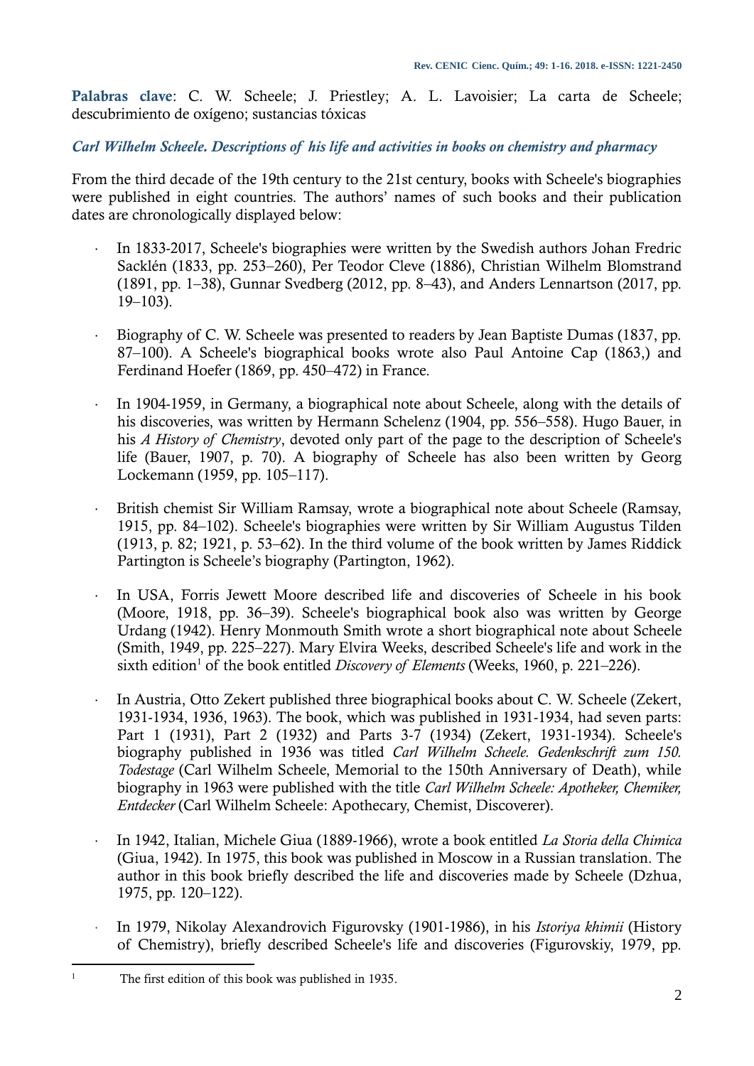**Palabras clave**: C. W. Scheele; J. Priestley; A. L. Lavoisier; La carta de Scheele; descubrimiento de oxígeno; sustancias tóxicas

### *Carl Wilhelm Scheele. Descriptions of his life and activities in books on chemistry and pharmacy*

From the third decade of the 19th century to the 21st century, books with Scheele's biographies were published in eight countries. The authors' names of such books and their publication dates are chronologically displayed below:

- In 1833-2017, Scheele's biographies were written by the Swedish authors Johan Fredric Sacklén (1833, pp. 253–260), Per Teodor Cleve (1886), Christian Wilhelm Blomstrand (1891, pp. 1–38), Gunnar Svedberg (2012, pp. 8–43), and Anders Lennartson (2017, pp. 19–103).
- Biography of C. W. Scheele was presented to readers by Jean Baptiste Dumas (1837, pp. 87–100). A Scheele's biographical books wrote also Paul Antoine Cap (1863,) and Ferdinand Hoefer (1869, pp. 450–472) in France.
- In 1904-1959, in Germany, a biographical note about Scheele, along with the details of his discoveries, was written by Hermann Schelenz (1904, pp. 556–558). Hugo Bauer, in his *A History of Chemistry*, devoted only part of the page to the description of Scheele's life (Bauer, 1907, p. 70). A biography of Scheele has also been written by Georg Lockemann (1959, pp. 105–117).
- British chemist Sir William Ramsay, wrote a biographical note about Scheele (Ramsay, 1915, pp. 84–102). Scheele's biographies were written by Sir William Augustus Tilden (1913, p. 82; 1921, p. 53–62). In the third volume of the book written by James Riddick Partington is Scheele's biography (Partington, 1962).
- In USA, Forris Jewett Moore described life and discoveries of Scheele in his book (Moore, 1918, pp. 36–39). Scheele's biographical book also was written by George Urdang (1942). Henry Monmouth Smith wrote a short biographical note about Scheele (Smith, 1949, pp. 225–227). Mary Elvira Weeks, described Scheele's life and work in the sixth edition[1] of the book entitled *Discovery of Elements* (Weeks, 1960, p. 221–226).
- In Austria, Otto Zekert published three biographical books about C. W. Scheele (Zekert, 1931-1934, 1936, 1963). The book, which was published in 1931-1934, had seven parts: Part 1 (1931), Part 2 (1932) and Parts 3-7 (1934) (Zekert, 1931-1934). Scheele's biography published in 1936 was titled *Carl Wilhelm Scheele. Gedenkschrift zum 150. Todestage* (Carl Wilhelm Scheele, Memorial to the 150th Anniversary of Death), while biography in 1963 were published with the title *Carl Wilhelm Scheele: Apotheker, Chemiker, Entdecker* (Carl Wilhelm Scheele: Apothecary, Chemist, Discoverer).
- In 1942, Italian, Michele Giua (1889-1966), wrote a book entitled *La Storia della Chimica* (Giua, 1942). In 1975, this book was published in Moscow in a Russian translation. The author in this book briefly described the life and discoveries made by Scheele (Dzhua, 1975, pp. 120–122).
- In 1979, Nikolay Alexandrovich Figurovsky (1901-1986), in his *Istoriya khimii* (History of Chemistry), briefly described Scheele's life and discoveries (Figurovskiy, 1979, pp.

[1] The first edition of this book was published in 1935.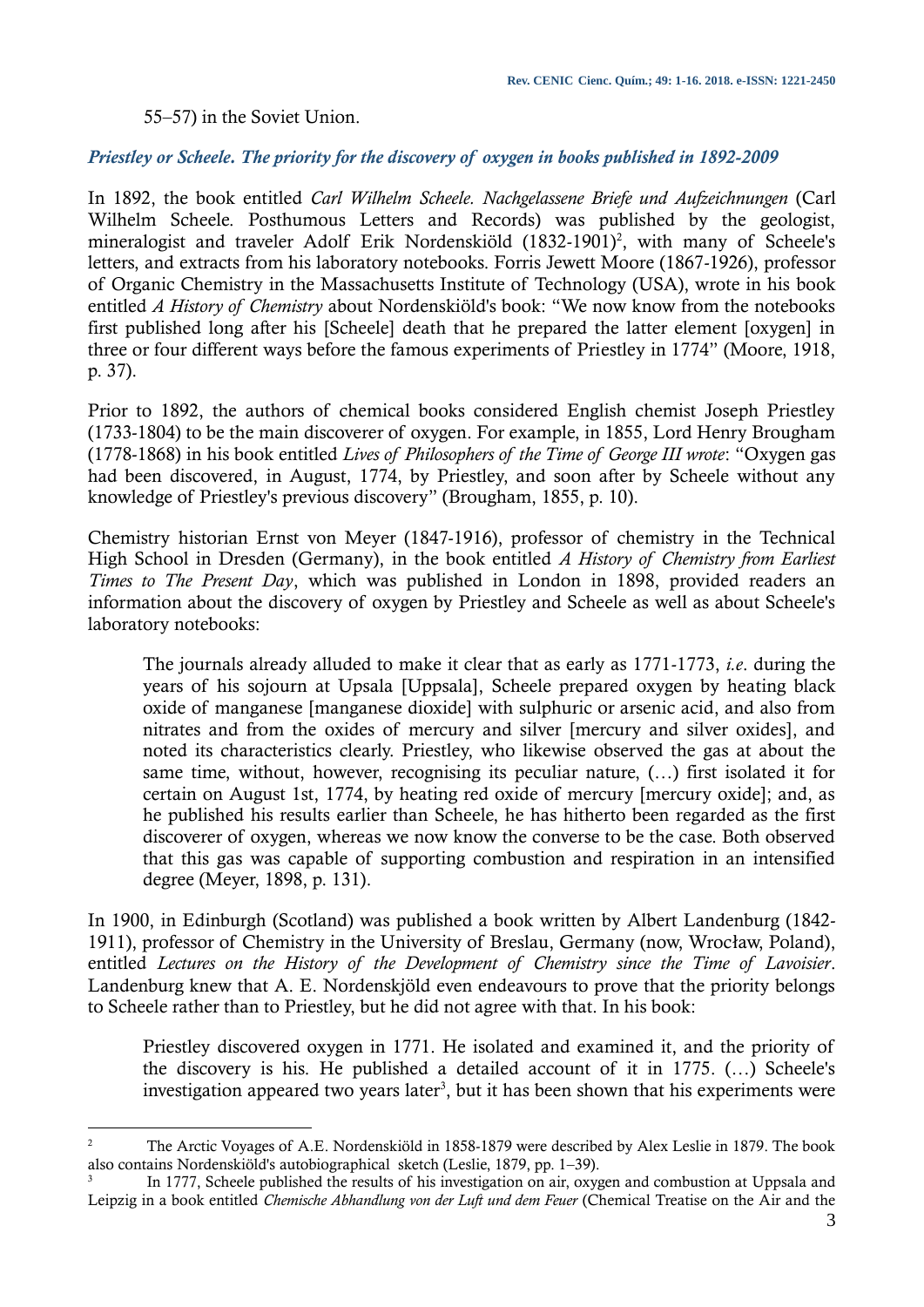55–57) in the Soviet Union.

### *Priestley or Scheele. The priority for the discovery of oxygen in books published in 1892-2009*

In 1892, the book entitled *Carl Wilhelm Scheele. Nachgelassene Briefe und Aufzeichnungen* (Carl Wilhelm Scheele. Posthumous Letters and Records) was published by the geologist, mineralogist and traveler Adolf Erik Nordenskiöld (1832-1901)[2], with many of Scheele's letters, and extracts from his laboratory notebooks. Forris Jewett Moore (1867-1926), professor of Organic Chemistry in the Massachusetts Institute of Technology (USA), wrote in his book entitled *A History of Chemistry* about Nordenskiöld's book: "We now know from the notebooks first published long after his [Scheele] death that he prepared the latter element [oxygen] in three or four different ways before the famous experiments of Priestley in 1774" (Moore, 1918, p. 37).

Prior to 1892, the authors of chemical books considered English chemist Joseph Priestley (1733-1804) to be the main discoverer of oxygen. For example, in 1855, Lord Henry Brougham (1778-1868) in his book entitled *Lives of Philosophers of the Time of George III wrote*: "Oxygen gas had been discovered, in August, 1774, by Priestley, and soon after by Scheele without any knowledge of Priestley's previous discovery" (Brougham, 1855, p. 10).

Chemistry historian Ernst von Meyer (1847-1916), professor of chemistry in the Technical High School in Dresden (Germany), in the book entitled *A History of Chemistry from Earliest Times to The Present Day*, which was published in London in 1898, provided readers an information about the discovery of oxygen by Priestley and Scheele as well as about Scheele's laboratory notebooks:

> The journals already alluded to make it clear that as early as 1771-1773, *i.e*. during the years of his sojourn at Upsala [Uppsala], Scheele prepared oxygen by heating black oxide of manganese [manganese dioxide] with sulphuric or arsenic acid, and also from nitrates and from the oxides of mercury and silver [mercury and silver oxides], and noted its characteristics clearly. Priestley, who likewise observed the gas at about the same time, without, however, recognising its peculiar nature, (…) first isolated it for certain on August 1st, 1774, by heating red oxide of mercury [mercury oxide]; and, as he published his results earlier than Scheele, he has hitherto been regarded as the first discoverer of oxygen, whereas we now know the converse to be the case. Both observed that this gas was capable of supporting combustion and respiration in an intensified degree (Meyer, 1898, p. 131).

In 1900, in Edinburgh (Scotland) was published a book written by Albert Landenburg (1842-1911), professor of Chemistry in the University of Breslau, Germany (now, Wrocław, Poland), entitled *Lectures on the History of the Development of Chemistry since the Time of Lavoisier*. Landenburg knew that A. E. Nordenskjöld even endeavours to prove that the priority belongs to Scheele rather than to Priestley, but he did not agree with that. In his book:

> Priestley discovered oxygen in 1771. He isolated and examined it, and the priority of the discovery is his. He published a detailed account of it in 1775. (…) Scheele's investigation appeared two years later[3], but it has been shown that his experiments were

---

[2] The Arctic Voyages of A.E. Nordenskiöld in 1858-1879 were described by Alex Leslie in 1879. The book also contains Nordenskiöld's autobiographical sketch (Leslie, 1879, pp. 1–39).

[3] In 1777, Scheele published the results of his investigation on air, oxygen and combustion at Uppsala and Leipzig in a book entitled *Chemische Abhandlung von der Luft und dem Feuer* (Chemical Treatise on the Air and the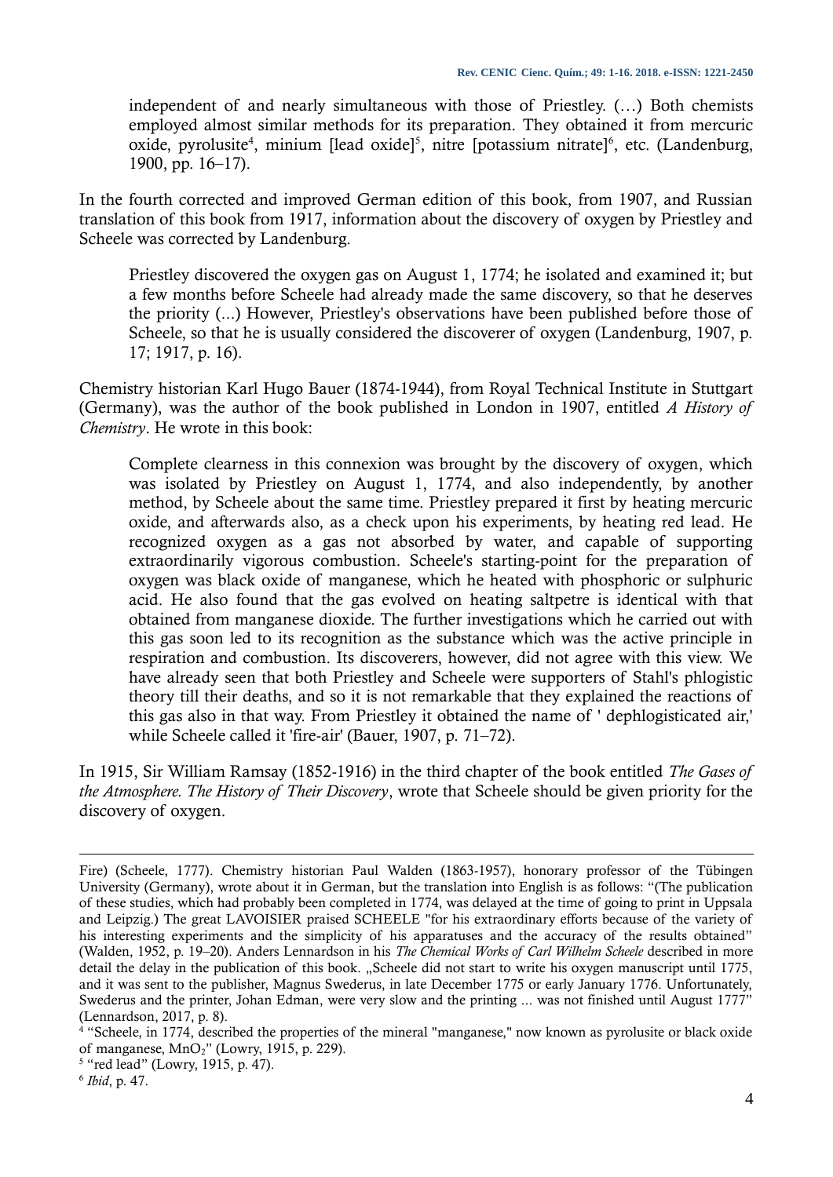> independent of and nearly simultaneous with those of Priestley. (…) Both chemists employed almost similar methods for its preparation. They obtained it from mercuric oxide, pyrolusite[4], minium [lead oxide][5], nitre [potassium nitrate][6], etc. (Landenburg, 1900, pp. 16–17).

In the fourth corrected and improved German edition of this book, from 1907, and Russian translation of this book from 1917, information about the discovery of oxygen by Priestley and Scheele was corrected by Landenburg.

> Priestley discovered the oxygen gas on August 1, 1774; he isolated and examined it; but a few months before Scheele had already made the same discovery, so that he deserves the priority (...) However, Priestley's observations have been published before those of Scheele, so that he is usually considered the discoverer of oxygen (Landenburg, 1907, p. 17; 1917, p. 16).

Chemistry historian Karl Hugo Bauer (1874-1944), from Royal Technical Institute in Stuttgart (Germany), was the author of the book published in London in 1907, entitled *A History of Chemistry*. He wrote in this book:

> Complete clearness in this connexion was brought by the discovery of oxygen, which was isolated by Priestley on August 1, 1774, and also independently, by another method, by Scheele about the same time. Priestley prepared it first by heating mercuric oxide, and afterwards also, as a check upon his experiments, by heating red lead. He recognized oxygen as a gas not absorbed by water, and capable of supporting extraordinarily vigorous combustion. Scheele's starting-point for the preparation of oxygen was black oxide of manganese, which he heated with phosphoric or sulphuric acid. He also found that the gas evolved on heating saltpetre is identical with that obtained from manganese dioxide. The further investigations which he carried out with this gas soon led to its recognition as the substance which was the active principle in respiration and combustion. Its discoverers, however, did not agree with this view. We have already seen that both Priestley and Scheele were supporters of Stahl's phlogistic theory till their deaths, and so it is not remarkable that they explained the reactions of this gas also in that way. From Priestley it obtained the name of ' dephlogisticated air,' while Scheele called it 'fire-air' (Bauer, 1907, p. 71–72).

In 1915, Sir William Ramsay (1852-1916) in the third chapter of the book entitled *The Gases of the Atmosphere. The History of Their Discovery*, wrote that Scheele should be given priority for the discovery of oxygen.

---

Fire) (Scheele, 1777). Chemistry historian Paul Walden (1863-1957), honorary professor of the Tübingen University (Germany), wrote about it in German, but the translation into English is as follows: "(The publication of these studies, which had probably been completed in 1774, was delayed at the time of going to print in Uppsala and Leipzig.) The great LAVOISIER praised SCHEELE "for his extraordinary efforts because of the variety of his interesting experiments and the simplicity of his apparatuses and the accuracy of the results obtained" (Walden, 1952, p. 19–20). Anders Lennardson in his *The Chemical Works of Carl Wilhelm Scheele* described in more detail the delay in the publication of this book. „Scheele did not start to write his oxygen manuscript until 1775, and it was sent to the publisher, Magnus Swederus, in late December 1775 or early January 1776. Unfortunately, Swederus and the printer, Johan Edman, were very slow and the printing ... was not finished until August 1777" (Lennardson, 2017, p. 8).

[4] "Scheele, in 1774, described the properties of the mineral "manganese," now known as pyrolusite or black oxide of manganese, $MnO_2$" (Lowry, 1915, p. 229).

[5] "red lead" (Lowry, 1915, p. 47).

[6] *Ibid*, p. 47.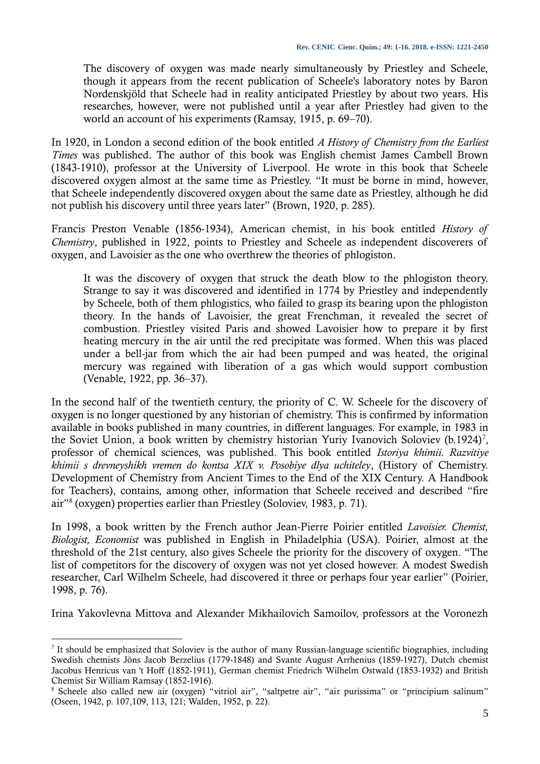> The discovery of oxygen was made nearly simultaneously by Priestley and Scheele, though it appears from the recent publication of Scheele's laboratory notes by Baron Nordenskjöld that Scheele had in reality anticipated Priestley by about two years. His researches, however, were not published until a year after Priestley had given to the world an account of his experiments (Ramsay, 1915, p. 69–70).

In 1920, in London a second edition of the book entitled *A History of Chemistry from the Earliest Times* was published. The author of this book was English chemist James Cambell Brown (1843-1910), professor at the University of Liverpool. He wrote in this book that Scheele discovered oxygen almost at the same time as Priestley. "It must be borne in mind, however, that Scheele independently discovered oxygen about the same date as Priestley, although he did not publish his discovery until three years later" (Brown, 1920, p. 285).

Francis Preston Venable (1856-1934), American chemist, in his book entitled *History of Chemistry*, published in 1922, points to Priestley and Scheele as independent discoverers of oxygen, and Lavoisier as the one who overthrew the theories of phlogiston.

> It was the discovery of oxygen that struck the death blow to the phlogiston theory. Strange to say it was discovered and identified in 1774 by Priestley and independently by Scheele, both of them phlogistics, who failed to grasp its bearing upon the phlogiston theory. In the hands of Lavoisier, the great Frenchman, it revealed the secret of combustion. Priestley visited Paris and showed Lavoisier how to prepare it by first heating mercury in the air until the red precipitate was formed. When this was placed under a bell-jar from which the air had been pumped and was heated, the original mercury was regained with liberation of a gas which would support combustion (Venable, 1922, pp. 36–37).

In the second half of the twentieth century, the priority of C. W. Scheele for the discovery of oxygen is no longer questioned by any historian of chemistry. This is confirmed by information available in books published in many countries, in different languages. For example, in 1983 in the Soviet Union, a book written by chemistry historian Yuriy Ivanovich Soloviev (b.1924)[7], professor of chemical sciences, was published. This book entitled *Istoriya khimii. Razvitiye khimii s drevneyshikh vremen do kontsa XIX v. Posobiye dlya uchiteley*, (History of Chemistry. Development of Chemistry from Ancient Times to the End of the XIX Century. A Handbook for Teachers), contains, among other, information that Scheele received and described "fire air"[8] (oxygen) properties earlier than Priestley (Soloviev, 1983, p. 71).

In 1998, a book written by the French author Jean-Pierre Poirier entitled *Lavoisier. Chemist, Biologist, Economist* was published in English in Philadelphia (USA). Poirier, almost at the threshold of the 21st century, also gives Scheele the priority for the discovery of oxygen. "The list of competitors for the discovery of oxygen was not yet closed however. A modest Swedish researcher, Carl Wilhelm Scheele, had discovered it three or perhaps four year earlier" (Poirier, 1998, p. 76).

Irina Yakovlevna Mittova and Alexander Mikhailovich Samoilov, professors at the Voronezh

---

[7] It should be emphasized that Soloviev is the author of many Russian-language scientific biographies, including Swedish chemists Jöns Jacob Berzelius (1779-1848) and Svante August Arrhenius (1859-1927), Dutch chemist Jacobus Henricus van 't Hoff (1852-1911), German chemist Friedrich Wilhelm Ostwald (1853-1932) and British Chemist Sir William Ramsay (1852-1916).

[8] Scheele also called new air (oxygen) "vitriol air", "saltpetre air", "air purissima" or "principium salinum" (Oseen, 1942, p. 107,109, 113, 121; Walden, 1952, p. 22).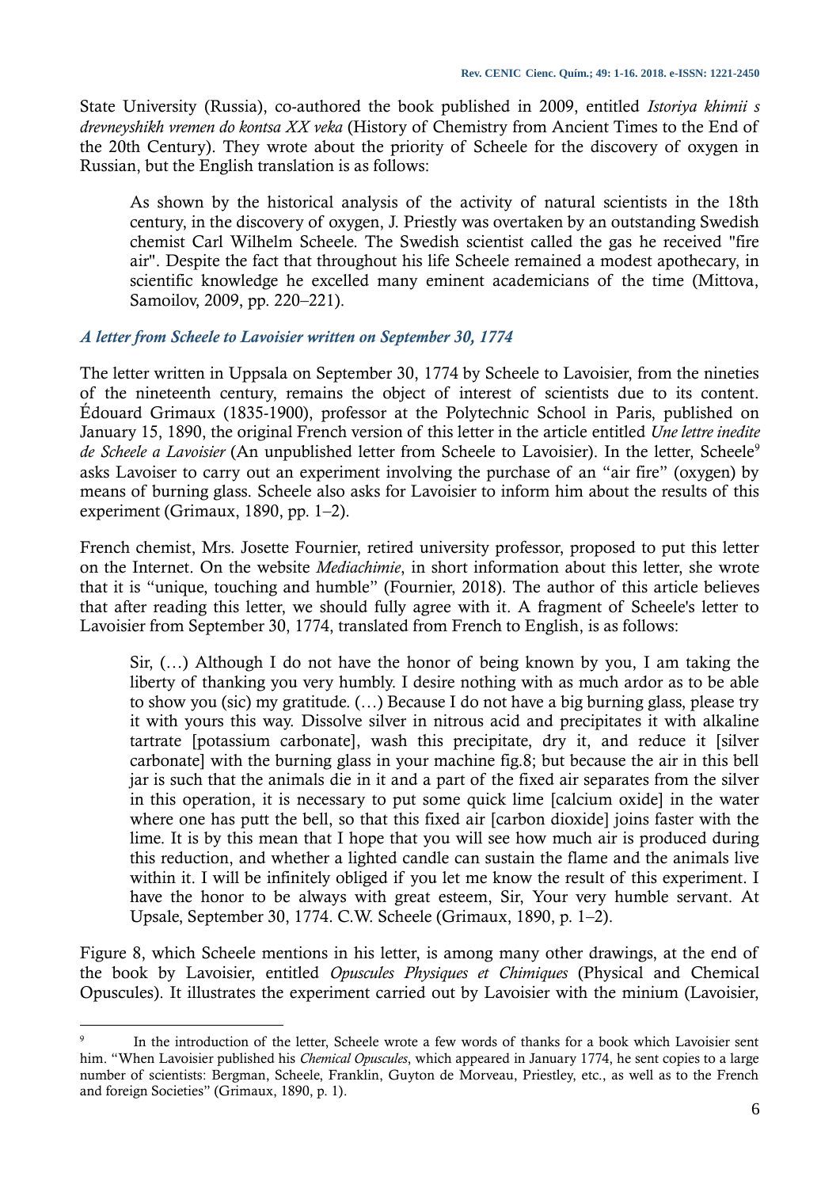State University (Russia), co-authored the book published in 2009, entitled *Istoriya khimii s drevneyshikh vremen do kontsa XX veka* (History of Chemistry from Ancient Times to the End of the 20th Century). They wrote about the priority of Scheele for the discovery of oxygen in Russian, but the English translation is as follows:

> As shown by the historical analysis of the activity of natural scientists in the 18th century, in the discovery of oxygen, J. Priestly was overtaken by an outstanding Swedish chemist Carl Wilhelm Scheele. The Swedish scientist called the gas he received "fire air". Despite the fact that throughout his life Scheele remained a modest apothecary, in scientific knowledge he excelled many eminent academicians of the time (Mittova, Samoilov, 2009, pp. 220–221).

### *A letter from Scheele to Lavoisier written on September 30, 1774*

The letter written in Uppsala on September 30, 1774 by Scheele to Lavoisier, from the nineties of the nineteenth century, remains the object of interest of scientists due to its content. Édouard Grimaux (1835-1900), professor at the Polytechnic School in Paris, published on January 15, 1890, the original French version of this letter in the article entitled *Une lettre inedite de Scheele a Lavoisier* (An unpublished letter from Scheele to Lavoisier). In the letter, Scheele[9] asks Lavoiser to carry out an experiment involving the purchase of an "air fire" (oxygen) by means of burning glass. Scheele also asks for Lavoisier to inform him about the results of this experiment (Grimaux, 1890, pp. 1–2).

French chemist, Mrs. Josette Fournier, retired university professor, proposed to put this letter on the Internet. On the website *Mediachimie*, in short information about this letter, she wrote that it is "unique, touching and humble" (Fournier, 2018). The author of this article believes that after reading this letter, we should fully agree with it. A fragment of Scheele's letter to Lavoisier from September 30, 1774, translated from French to English, is as follows:

> Sir, (…) Although I do not have the honor of being known by you, I am taking the liberty of thanking you very humbly. I desire nothing with as much ardor as to be able to show you (sic) my gratitude. (…) Because I do not have a big burning glass, please try it with yours this way. Dissolve silver in nitrous acid and precipitates it with alkaline tartrate [potassium carbonate], wash this precipitate, dry it, and reduce it [silver carbonate] with the burning glass in your machine fig.8; but because the air in this bell jar is such that the animals die in it and a part of the fixed air separates from the silver in this operation, it is necessary to put some quick lime [calcium oxide] in the water where one has putt the bell, so that this fixed air [carbon dioxide] joins faster with the lime. It is by this mean that I hope that you will see how much air is produced during this reduction, and whether a lighted candle can sustain the flame and the animals live within it. I will be infinitely obliged if you let me know the result of this experiment. I have the honor to be always with great esteem, Sir, Your very humble servant. At Upsale, September 30, 1774. C.W. Scheele (Grimaux, 1890, p. 1–2).

Figure 8, which Scheele mentions in his letter, is among many other drawings, at the end of the book by Lavoisier, entitled *Opuscules Physiques et Chimiques* (Physical and Chemical Opuscules). It illustrates the experiment carried out by Lavoisier with the minium (Lavoisier,

---

[9] In the introduction of the letter, Scheele wrote a few words of thanks for a book which Lavoisier sent him. "When Lavoisier published his *Chemical Opuscules*, which appeared in January 1774, he sent copies to a large number of scientists: Bergman, Scheele, Franklin, Guyton de Morveau, Priestley, etc., as well as to the French and foreign Societies" (Grimaux, 1890, p. 1).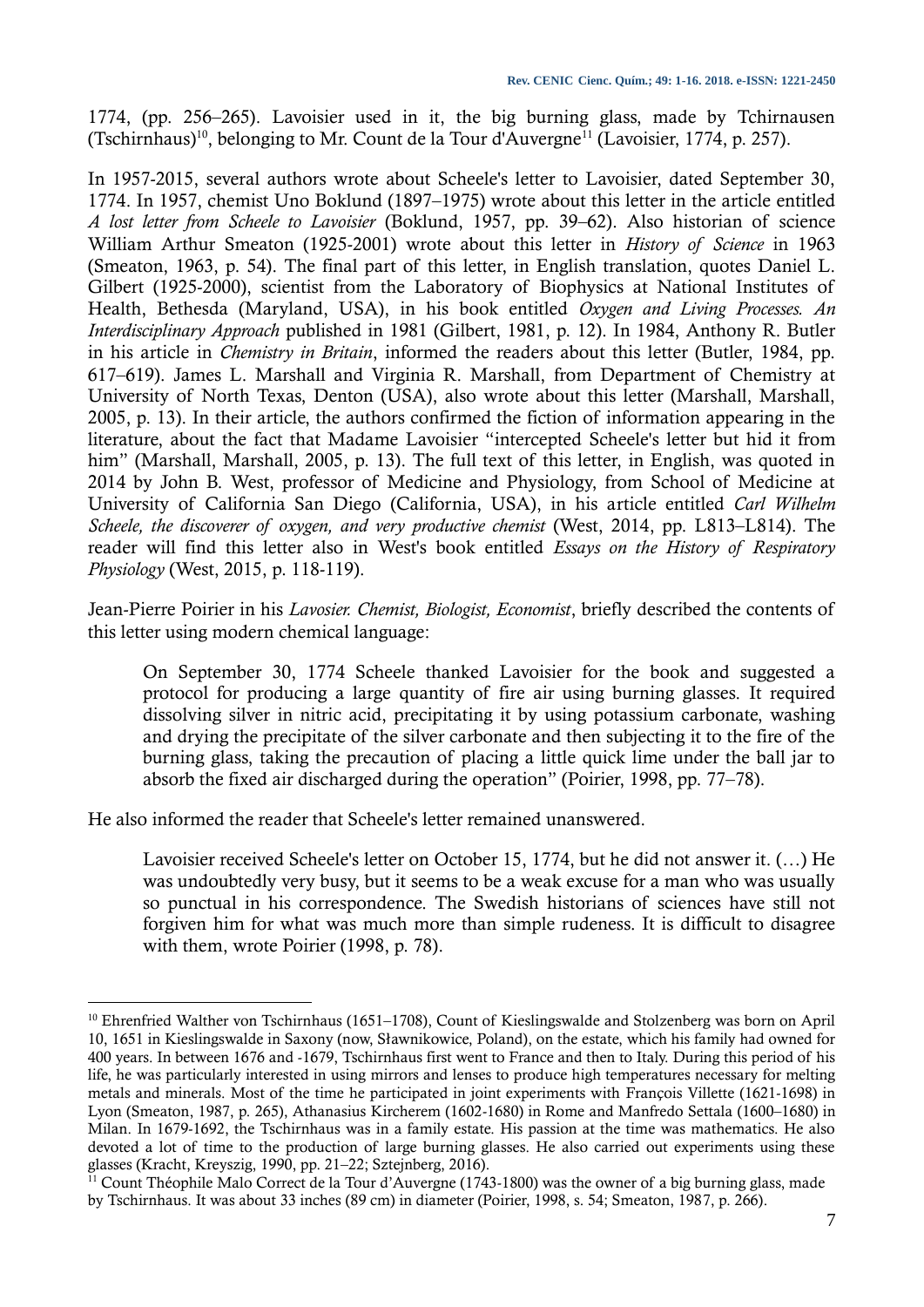1774, (pp. 256–265). Lavoisier used in it, the big burning glass, made by Tchirnausen (Tschirnhaus)[10], belonging to Mr. Count de la Tour d'Auvergne[11] (Lavoisier, 1774, p. 257).

In 1957-2015, several authors wrote about Scheele's letter to Lavoisier, dated September 30, 1774. In 1957, chemist Uno Boklund (1897–1975) wrote about this letter in the article entitled *A lost letter from Scheele to Lavoisier* (Boklund, 1957, pp. 39–62). Also historian of science William Arthur Smeaton (1925-2001) wrote about this letter in *History of Science* in 1963 (Smeaton, 1963, p. 54). The final part of this letter, in English translation, quotes Daniel L. Gilbert (1925-2000), scientist from the Laboratory of Biophysics at National Institutes of Health, Bethesda (Maryland, USA), in his book entitled *Oxygen and Living Processes. An Interdisciplinary Approach* published in 1981 (Gilbert, 1981, p. 12). In 1984, Anthony R. Butler in his article in *Chemistry in Britain*, informed the readers about this letter (Butler, 1984, pp. 617–619). James L. Marshall and Virginia R. Marshall, from Department of Chemistry at University of North Texas, Denton (USA), also wrote about this letter (Marshall, Marshall, 2005, p. 13). In their article, the authors confirmed the fiction of information appearing in the literature, about the fact that Madame Lavoisier "intercepted Scheele's letter but hid it from him" (Marshall, Marshall, 2005, p. 13). The full text of this letter, in English, was quoted in 2014 by John B. West, professor of Medicine and Physiology, from School of Medicine at University of California San Diego (California, USA), in his article entitled *Carl Wilhelm Scheele, the discoverer of oxygen, and very productive chemist* (West, 2014, pp. L813–L814). The reader will find this letter also in West's book entitled *Essays on the History of Respiratory Physiology* (West, 2015, p. 118-119).

Jean-Pierre Poirier in his *Lavosier. Chemist, Biologist, Economist*, briefly described the contents of this letter using modern chemical language:

> On September 30, 1774 Scheele thanked Lavoisier for the book and suggested a protocol for producing a large quantity of fire air using burning glasses. It required dissolving silver in nitric acid, precipitating it by using potassium carbonate, washing and drying the precipitate of the silver carbonate and then subjecting it to the fire of the burning glass, taking the precaution of placing a little quick lime under the ball jar to absorb the fixed air discharged during the operation" (Poirier, 1998, pp. 77–78).

He also informed the reader that Scheele's letter remained unanswered.

> Lavoisier received Scheele's letter on October 15, 1774, but he did not answer it. (…) He was undoubtedly very busy, but it seems to be a weak excuse for a man who was usually so punctual in his correspondence. The Swedish historians of sciences have still not forgiven him for what was much more than simple rudeness. It is difficult to disagree with them, wrote Poirier (1998, p. 78).

---

[10] Ehrenfried Walther von Tschirnhaus (1651–1708), Count of Kieslingswalde and Stolzenberg was born on April 10, 1651 in Kieslingswalde in Saxony (now, Sławnikowice, Poland), on the estate, which his family had owned for 400 years. In between 1676 and -1679, Tschirnhaus first went to France and then to Italy. During this period of his life, he was particularly interested in using mirrors and lenses to produce high temperatures necessary for melting metals and minerals. Most of the time he participated in joint experiments with François Villette (1621-1698) in Lyon (Smeaton, 1987, p. 265), Athanasius Kircherem (1602-1680) in Rome and Manfredo Settala (1600–1680) in Milan. In 1679-1692, the Tschirnhaus was in a family estate. His passion at the time was mathematics. He also devoted a lot of time to the production of large burning glasses. He also carried out experiments using these glasses (Kracht, Kreyszig, 1990, pp. 21–22; Sztejnberg, 2016).

[11] Count Théophile Malo Correct de la Tour d'Auvergne (1743-1800) was the owner of a big burning glass, made by Tschirnhaus. It was about 33 inches (89 cm) in diameter (Poirier, 1998, s. 54; Smeaton, 1987, p. 266).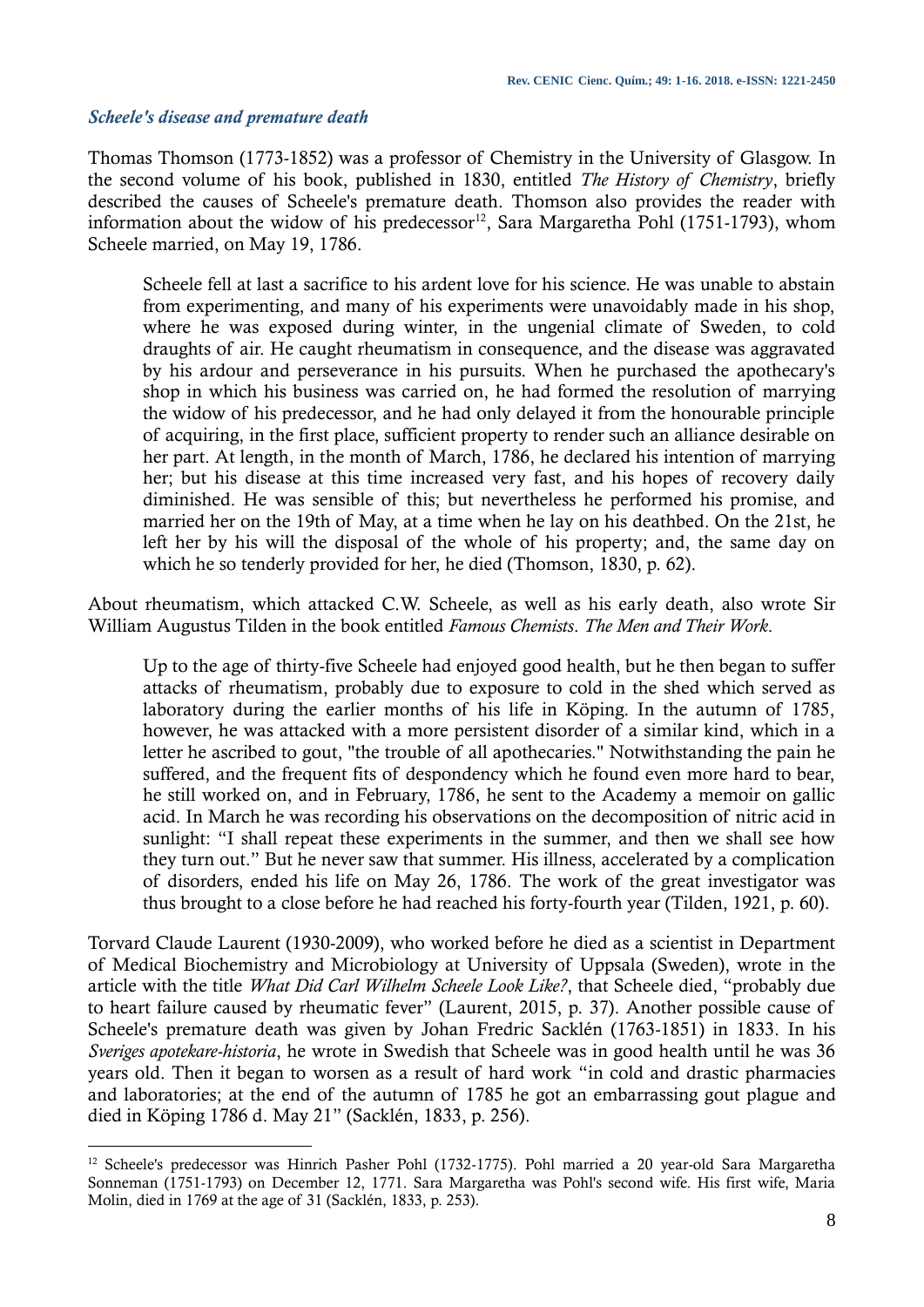### *Scheele's disease and premature death*

Thomas Thomson (1773-1852) was a professor of Chemistry in the University of Glasgow. In the second volume of his book, published in 1830, entitled *The History of Chemistry*, briefly described the causes of Scheele's premature death. Thomson also provides the reader with information about the widow of his predecessor[12], Sara Margaretha Pohl (1751-1793), whom Scheele married, on May 19, 1786.

> Scheele fell at last a sacrifice to his ardent love for his science. He was unable to abstain from experimenting, and many of his experiments were unavoidably made in his shop, where he was exposed during winter, in the ungenial climate of Sweden, to cold draughts of air. He caught rheumatism in consequence, and the disease was aggravated by his ardour and perseverance in his pursuits. When he purchased the apothecary's shop in which his business was carried on, he had formed the resolution of marrying the widow of his predecessor, and he had only delayed it from the honourable principle of acquiring, in the first place, sufficient property to render such an alliance desirable on her part. At length, in the month of March, 1786, he declared his intention of marrying her; but his disease at this time increased very fast, and his hopes of recovery daily diminished. He was sensible of this; but nevertheless he performed his promise, and married her on the 19th of May, at a time when he lay on his deathbed. On the 21st, he left her by his will the disposal of the whole of his property; and, the same day on which he so tenderly provided for her, he died (Thomson, 1830, p. 62).

About rheumatism, which attacked C.W. Scheele, as well as his early death, also wrote Sir William Augustus Tilden in the book entitled *Famous Chemists*. *The Men and Their Work*.

> Up to the age of thirty-five Scheele had enjoyed good health, but he then began to suffer attacks of rheumatism, probably due to exposure to cold in the shed which served as laboratory during the earlier months of his life in Köping. In the autumn of 1785, however, he was attacked with a more persistent disorder of a similar kind, which in a letter he ascribed to gout, "the trouble of all apothecaries." Notwithstanding the pain he suffered, and the frequent fits of despondency which he found even more hard to bear, he still worked on, and in February, 1786, he sent to the Academy a memoir on gallic acid. In March he was recording his observations on the decomposition of nitric acid in sunlight: "I shall repeat these experiments in the summer, and then we shall see how they turn out." But he never saw that summer. His illness, accelerated by a complication of disorders, ended his life on May 26, 1786. The work of the great investigator was thus brought to a close before he had reached his forty-fourth year (Tilden, 1921, p. 60).

Torvard Claude Laurent (1930-2009), who worked before he died as a scientist in Department of Medical Biochemistry and Microbiology at University of Uppsala (Sweden), wrote in the article with the title *What Did Carl Wilhelm Scheele Look Like?*, that Scheele died, "probably due to heart failure caused by rheumatic fever" (Laurent, 2015, p. 37). Another possible cause of Scheele's premature death was given by Johan Fredric Sacklén (1763-1851) in 1833. In his *Sveriges apotekare-historia*, he wrote in Swedish that Scheele was in good health until he was 36 years old. Then it began to worsen as a result of hard work "in cold and drastic pharmacies and laboratories; at the end of the autumn of 1785 he got an embarrassing gout plague and died in Köping 1786 d. May 21" (Sacklén, 1833, p. 256).

---

[12] Scheele's predecessor was Hinrich Pasher Pohl (1732-1775). Pohl married a 20 year-old Sara Margaretha Sonneman (1751-1793) on December 12, 1771. Sara Margaretha was Pohl's second wife. His first wife, Maria Molin, died in 1769 at the age of 31 (Sacklén, 1833, p. 253).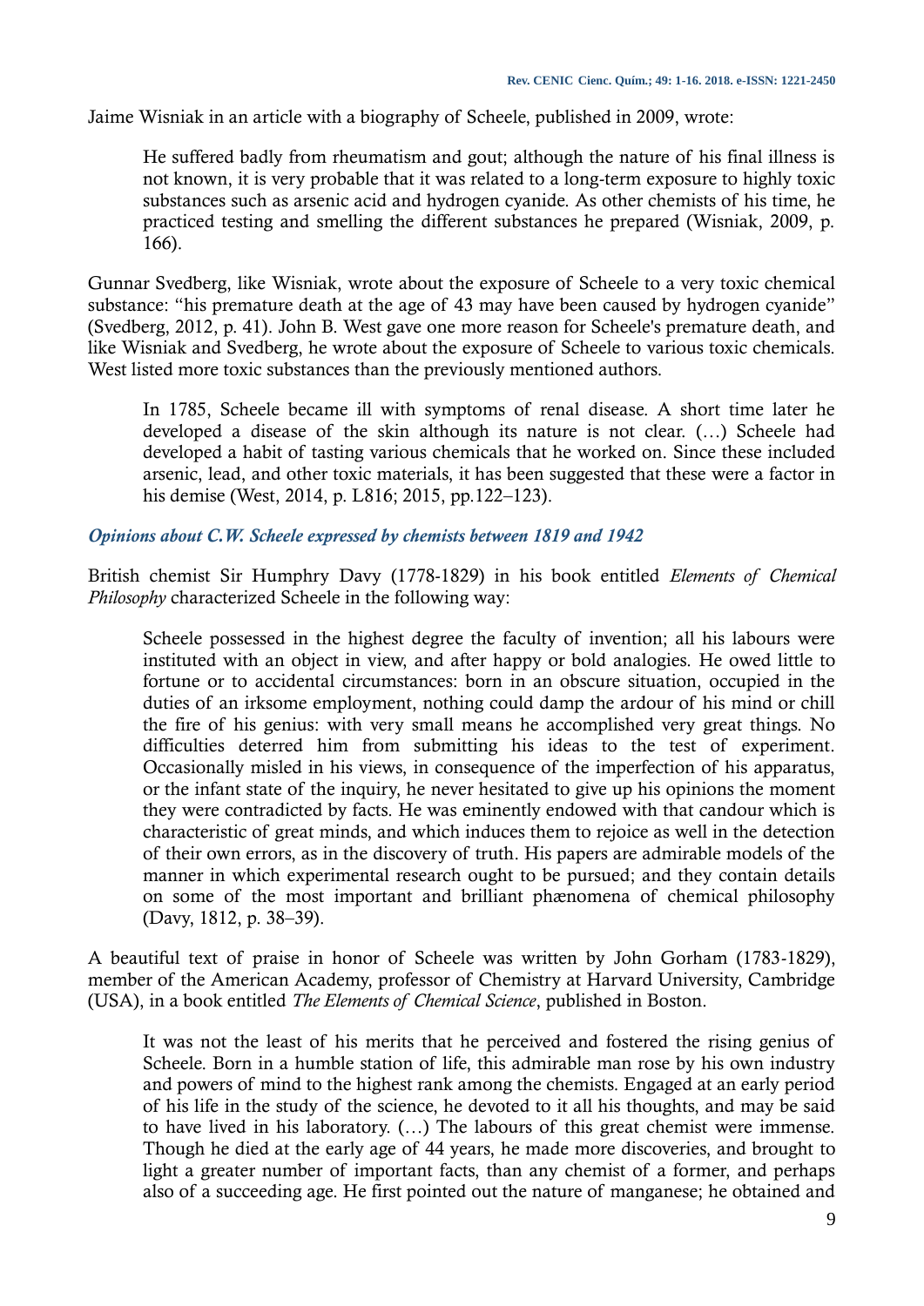Jaime Wisniak in an article with a biography of Scheele, published in 2009, wrote:

> He suffered badly from rheumatism and gout; although the nature of his final illness is not known, it is very probable that it was related to a long-term exposure to highly toxic substances such as arsenic acid and hydrogen cyanide. As other chemists of his time, he practiced testing and smelling the different substances he prepared (Wisniak, 2009, p. 166).

Gunnar Svedberg, like Wisniak, wrote about the exposure of Scheele to a very toxic chemical substance: "his premature death at the age of 43 may have been caused by hydrogen cyanide" (Svedberg, 2012, p. 41). John B. West gave one more reason for Scheele's premature death, and like Wisniak and Svedberg, he wrote about the exposure of Scheele to various toxic chemicals. West listed more toxic substances than the previously mentioned authors.

> In 1785, Scheele became ill with symptoms of renal disease. A short time later he developed a disease of the skin although its nature is not clear. (…) Scheele had developed a habit of tasting various chemicals that he worked on. Since these included arsenic, lead, and other toxic materials, it has been suggested that these were a factor in his demise (West, 2014, p. L816; 2015, pp.122–123).

### *Opinions about C.W. Scheele expressed by chemists between 1819 and 1942*

British chemist Sir Humphry Davy (1778-1829) in his book entitled *Elements of Chemical Philosophy* characterized Scheele in the following way:

> Scheele possessed in the highest degree the faculty of invention; all his labours were instituted with an object in view, and after happy or bold analogies. He owed little to fortune or to accidental circumstances: born in an obscure situation, occupied in the duties of an irksome employment, nothing could damp the ardour of his mind or chill the fire of his genius: with very small means he accomplished very great things. No difficulties deterred him from submitting his ideas to the test of experiment. Occasionally misled in his views, in consequence of the imperfection of his apparatus, or the infant state of the inquiry, he never hesitated to give up his opinions the moment they were contradicted by facts. He was eminently endowed with that candour which is characteristic of great minds, and which induces them to rejoice as well in the detection of their own errors, as in the discovery of truth. His papers are admirable models of the manner in which experimental research ought to be pursued; and they contain details on some of the most important and brilliant phænomena of chemical philosophy (Davy, 1812, p. 38–39).

A beautiful text of praise in honor of Scheele was written by John Gorham (1783-1829), member of the American Academy, professor of Chemistry at Harvard University, Cambridge (USA), in a book entitled *The Elements of Chemical Science*, published in Boston.

> It was not the least of his merits that he perceived and fostered the rising genius of Scheele. Born in a humble station of life, this admirable man rose by his own industry and powers of mind to the highest rank among the chemists. Engaged at an early period of his life in the study of the science, he devoted to it all his thoughts, and may be said to have lived in his laboratory. (…) The labours of this great chemist were immense. Though he died at the early age of 44 years, he made more discoveries, and brought to light a greater number of important facts, than any chemist of a former, and perhaps also of a succeeding age. He first pointed out the nature of manganese; he obtained and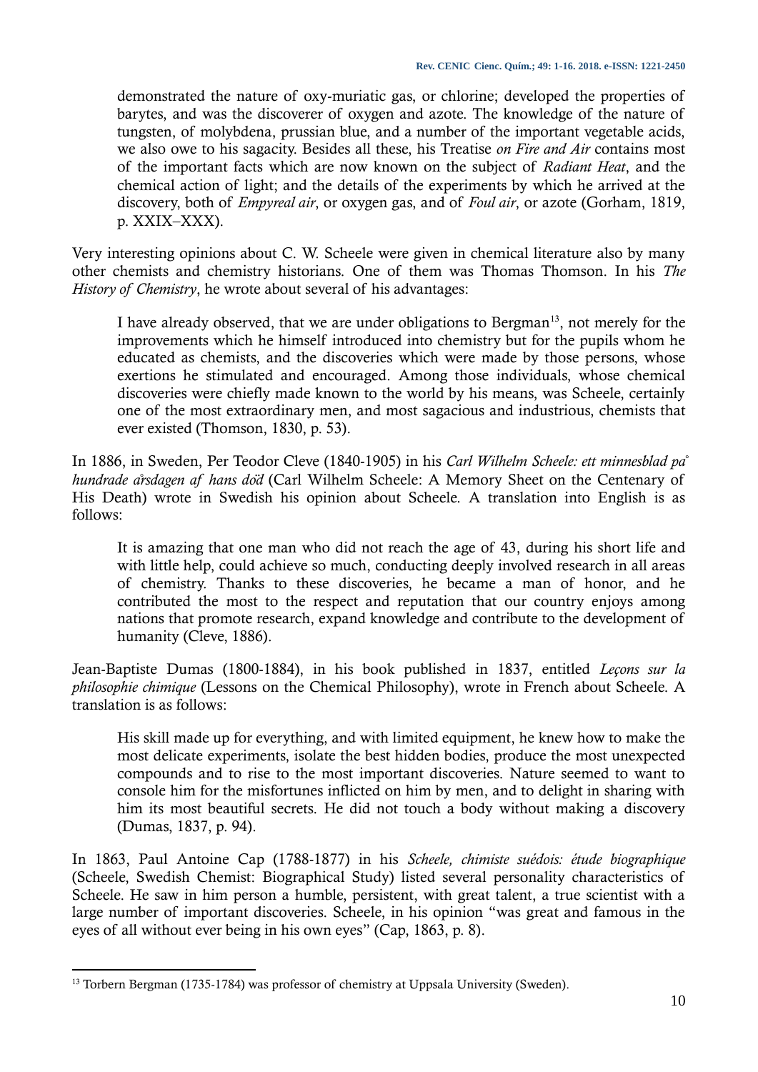> demonstrated the nature of oxy-muriatic gas, or chlorine; developed the properties of barytes, and was the discoverer of oxygen and azote. The knowledge of the nature of tungsten, of molybdena, prussian blue, and a number of the important vegetable acids, we also owe to his sagacity. Besides all these, his Treatise *on Fire and Air* contains most of the important facts which are now known on the subject of *Radiant Heat*, and the chemical action of light; and the details of the experiments by which he arrived at the discovery, both of *Empyreal air*, or oxygen gas, and of *Foul air*, or azote (Gorham, 1819, p. XXIX–XXX).

Very interesting opinions about C. W. Scheele were given in chemical literature also by many other chemists and chemistry historians. One of them was Thomas Thomson. In his *The History of Chemistry*, he wrote about several of his advantages:

> I have already observed, that we are under obligations to Bergman[13], not merely for the improvements which he himself introduced into chemistry but for the pupils whom he educated as chemists, and the discoveries which were made by those persons, whose exertions he stimulated and encouraged. Among those individuals, whose chemical discoveries were chiefly made known to the world by his means, was Scheele, certainly one of the most extraordinary men, and most sagacious and industrious, chemists that ever existed (Thomson, 1830, p. 53).

In 1886, in Sweden, Per Teodor Cleve (1840-1905) in his *Carl Wilhelm Scheele: ett minnesblad på hundrade årsdagen af hans död* (Carl Wilhelm Scheele: A Memory Sheet on the Centenary of His Death) wrote in Swedish his opinion about Scheele. A translation into English is as follows:

> It is amazing that one man who did not reach the age of 43, during his short life and with little help, could achieve so much, conducting deeply involved research in all areas of chemistry. Thanks to these discoveries, he became a man of honor, and he contributed the most to the respect and reputation that our country enjoys among nations that promote research, expand knowledge and contribute to the development of humanity (Cleve, 1886).

Jean-Baptiste Dumas (1800-1884), in his book published in 1837, entitled *Leçons sur la philosophie chimique* (Lessons on the Chemical Philosophy), wrote in French about Scheele. A translation is as follows:

> His skill made up for everything, and with limited equipment, he knew how to make the most delicate experiments, isolate the best hidden bodies, produce the most unexpected compounds and to rise to the most important discoveries. Nature seemed to want to console him for the misfortunes inflicted on him by men, and to delight in sharing with him its most beautiful secrets. He did not touch a body without making a discovery (Dumas, 1837, p. 94).

In 1863, Paul Antoine Cap (1788-1877) in his *Scheele, chimiste suédois: étude biographique* (Scheele, Swedish Chemist: Biographical Study) listed several personality characteristics of Scheele. He saw in him person a humble, persistent, with great talent, a true scientist with a large number of important discoveries. Scheele, in his opinion "was great and famous in the eyes of all without ever being in his own eyes" (Cap, 1863, p. 8).

---

[13] Torbern Bergman (1735-1784) was professor of chemistry at Uppsala University (Sweden).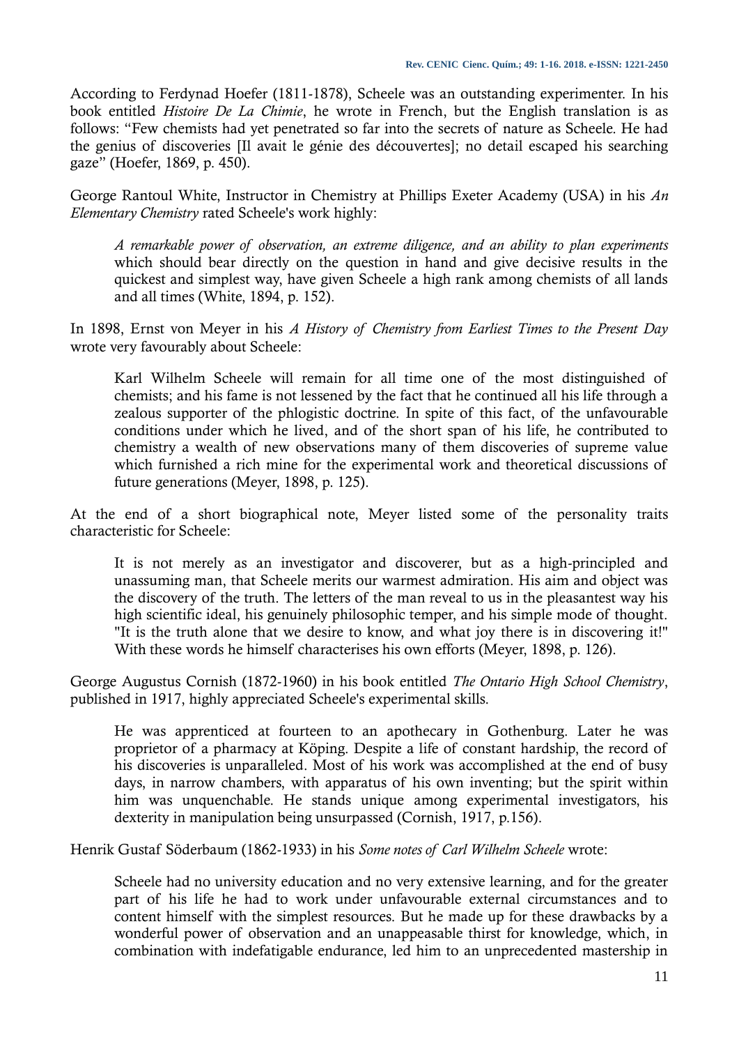According to Ferdynad Hoefer (1811-1878), Scheele was an outstanding experimenter. In his book entitled *Histoire De La Chimie*, he wrote in French, but the English translation is as follows: "Few chemists had yet penetrated so far into the secrets of nature as Scheele. He had the genius of discoveries [Il avait le génie des découvertes]; no detail escaped his searching gaze" (Hoefer, 1869, p. 450).

George Rantoul White, Instructor in Chemistry at Phillips Exeter Academy (USA) in his *An Elementary Chemistry* rated Scheele's work highly:

> *A remarkable power of observation, an extreme diligence, and an ability to plan experiments* which should bear directly on the question in hand and give decisive results in the quickest and simplest way, have given Scheele a high rank among chemists of all lands and all times (White, 1894, p. 152).

In 1898, Ernst von Meyer in his *A History of Chemistry from Earliest Times to the Present Day* wrote very favourably about Scheele:

> Karl Wilhelm Scheele will remain for all time one of the most distinguished of chemists; and his fame is not lessened by the fact that he continued all his life through a zealous supporter of the phlogistic doctrine. In spite of this fact, of the unfavourable conditions under which he lived, and of the short span of his life, he contributed to chemistry a wealth of new observations many of them discoveries of supreme value which furnished a rich mine for the experimental work and theoretical discussions of future generations (Meyer, 1898, p. 125).

At the end of a short biographical note, Meyer listed some of the personality traits characteristic for Scheele:

> It is not merely as an investigator and discoverer, but as a high-principled and unassuming man, that Scheele merits our warmest admiration. His aim and object was the discovery of the truth. The letters of the man reveal to us in the pleasantest way his high scientific ideal, his genuinely philosophic temper, and his simple mode of thought. "It is the truth alone that we desire to know, and what joy there is in discovering it!" With these words he himself characterises his own efforts (Meyer, 1898, p. 126).

George Augustus Cornish (1872-1960) in his book entitled *The Ontario High School Chemistry*, published in 1917, highly appreciated Scheele's experimental skills.

> He was apprenticed at fourteen to an apothecary in Gothenburg. Later he was proprietor of a pharmacy at Köping. Despite a life of constant hardship, the record of his discoveries is unparalleled. Most of his work was accomplished at the end of busy days, in narrow chambers, with apparatus of his own inventing; but the spirit within him was unquenchable. He stands unique among experimental investigators, his dexterity in manipulation being unsurpassed (Cornish, 1917, p.156).

Henrik Gustaf Söderbaum (1862-1933) in his *Some notes of Carl Wilhelm Scheele* wrote:

> Scheele had no university education and no very extensive learning, and for the greater part of his life he had to work under unfavourable external circumstances and to content himself with the simplest resources. But he made up for these drawbacks by a wonderful power of observation and an unappeasable thirst for knowledge, which, in combination with indefatigable endurance, led him to an unprecedented mastership in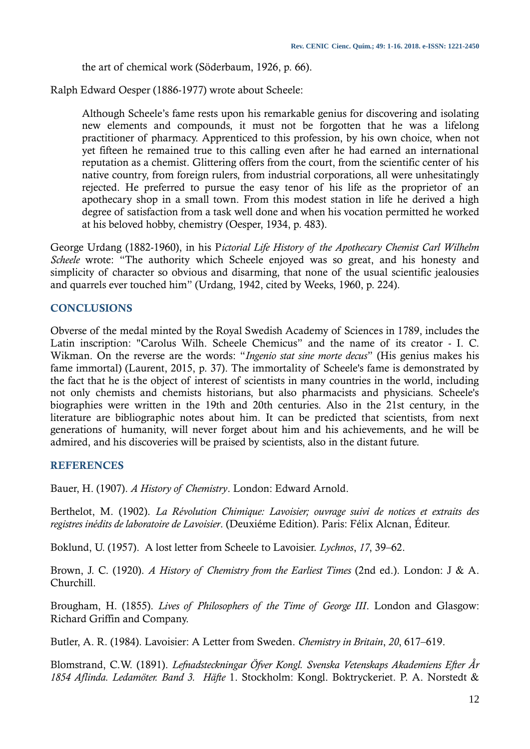the art of chemical work (Söderbaum, 1926, p. 66).

Ralph Edward Oesper (1886-1977) wrote about Scheele:

> Although Scheele's fame rests upon his remarkable genius for discovering and isolating new elements and compounds, it must not be forgotten that he was a lifelong practitioner of pharmacy. Apprenticed to this profession, by his own choice, when not yet fifteen he remained true to this calling even after he had earned an international reputation as a chemist. Glittering offers from the court, from the scientific center of his native country, from foreign rulers, from industrial corporations, all were unhesitatingly rejected. He preferred to pursue the easy tenor of his life as the proprietor of an apothecary shop in a small town. From this modest station in life he derived a high degree of satisfaction from a task well done and when his vocation permitted he worked at his beloved hobby, chemistry (Oesper, 1934, p. 483).

George Urdang (1882-1960), in his P*ictorial Life History of the Apothecary Chemist Carl Wilhelm Scheele* wrote: "The authority which Scheele enjoyed was so great, and his honesty and simplicity of character so obvious and disarming, that none of the usual scientific jealousies and quarrels ever touched him" (Urdang, 1942, cited by Weeks, 1960, p. 224).

## CONCLUSIONS

Obverse of the medal minted by the Royal Swedish Academy of Sciences in 1789, includes the Latin inscription: "Carolus Wilh. Scheele Chemicus" and the name of its creator - I. C. Wikman. On the reverse are the words: "*Ingenio stat sine morte decus*" (His genius makes his fame immortal) (Laurent, 2015, p. 37). The immortality of Scheele's fame is demonstrated by the fact that he is the object of interest of scientists in many countries in the world, including not only chemists and chemists historians, but also pharmacists and physicians. Scheele's biographies were written in the 19th and 20th centuries. Also in the 21st century, in the literature are bibliographic notes about him. It can be predicted that scientists, from next generations of humanity, will never forget about him and his achievements, and he will be admired, and his discoveries will be praised by scientists, also in the distant future.

## REFERENCES

Bauer, H. (1907). *A History of Chemistry*. London: Edward Arnold.

Berthelot, M. (1902). *La Révolution Chimique: Lavoisier; ouvrage suivi de notices et extraits des registres inédits de laboratoire de Lavoisier*. (Deuxiéme Edition). Paris: Félix Alcnan, Éditeur.

Boklund, U. (1957). A lost letter from Scheele to Lavoisier. *Lychnos*, *17*, 39–62.

Brown, J. C. (1920). *A History of Chemistry from the Earliest Times* (2nd ed.). London: J & A. Churchill.

Brougham, H. (1855). *Lives of Philosophers of the Time of George III*. London and Glasgow: Richard Griffin and Company.

Butler, A. R. (1984). Lavoisier: A Letter from Sweden. *Chemistry in Britain*, *20*, 617–619.

Blomstrand, C.W. (1891). *Lefnadsteckningar Öfver Kongl. Svenska Vetenskaps Akademiens Efter År 1854 Aflinda. Ledamöter. Band 3. Häfte* 1. Stockholm: Kongl. Boktryckeriet. P. A. Norstedt &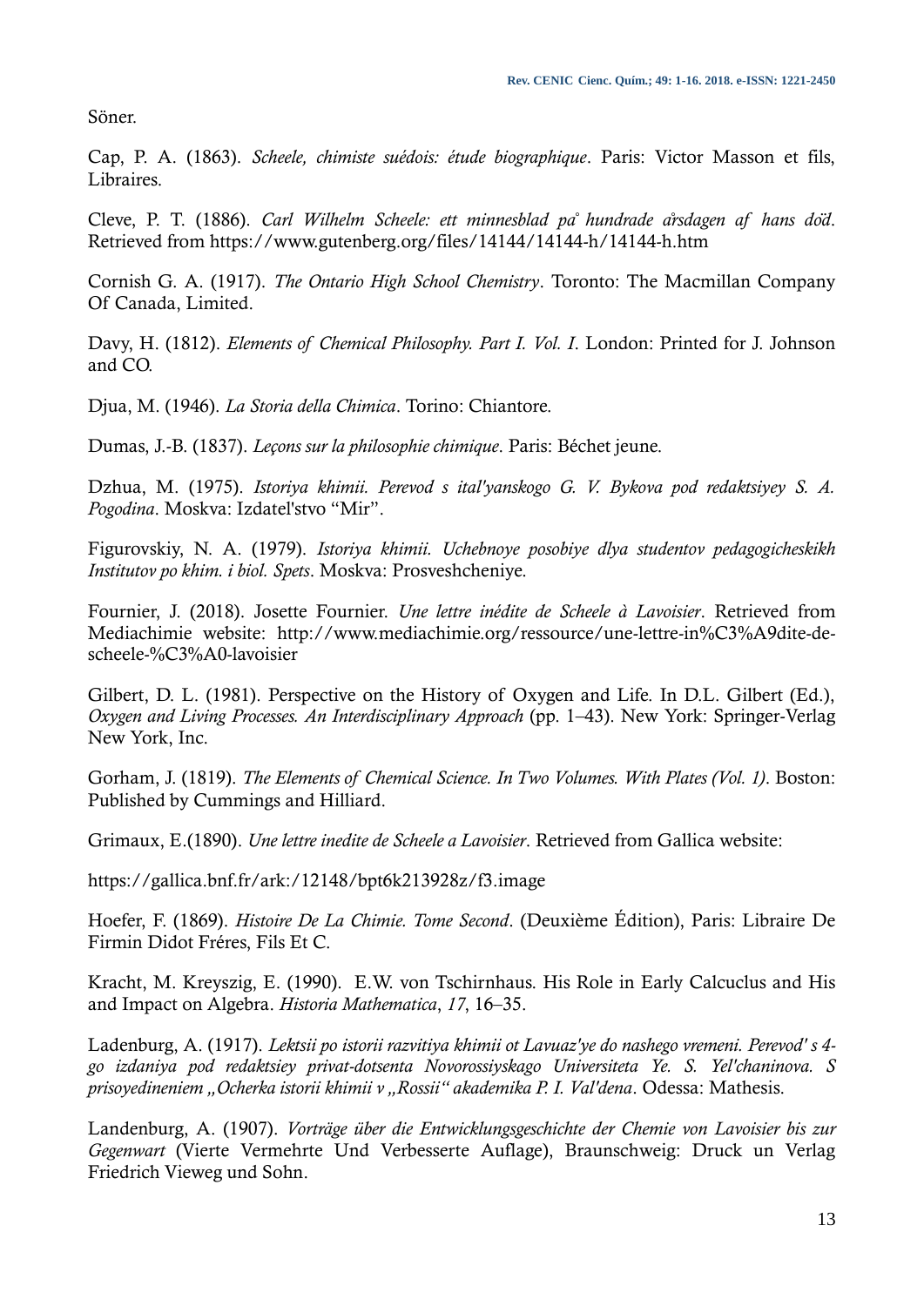Söner.

Cap, P. A. (1863). *Scheele, chimiste suédois: étude biographique*. Paris: Victor Masson et fils, Libraires.

Cleve, P. T. (1886). *Carl Wilhelm Scheele: ett minnesblad på hundrade årsdagen af hans död*. Retrieved from https://www.gutenberg.org/files/14144/14144-h/14144-h.htm

Cornish G. A. (1917). *The Ontario High School Chemistry*. Toronto: The Macmillan Company Of Canada, Limited.

Davy, H. (1812). *Elements of Chemical Philosophy. Part I. Vol. I*. London: Printed for J. Johnson and CO.

Djua, M. (1946). *La Storia della Chimica*. Torino: Chiantore.

Dumas, J.-B. (1837). *Leçons sur la philosophie chimique*. Paris: Béchet jeune.

Dzhua, M. (1975). *Istoriya khimii. Perevod s ital'yanskogo G. V. Bykova pod redaktsiyey S. A. Pogodina*. Moskva: Izdatel'stvo "Mir".

Figurovskiy, N. A. (1979). *Istoriya khimii. Uchebnoye posobiye dlya studentov pedagogicheskikh Institutov po khim. i biol. Spets*. Moskva: Prosveshcheniye.

Fournier, J. (2018). Josette Fournier. *Une lettre inédite de Scheele à Lavoisier*. Retrieved from Mediachimie website: http://www.mediachimie.org/ressource/une-lettre-in%C3%A9dite-de-scheele-%C3%A0-lavoisier

Gilbert, D. L. (1981). Perspective on the History of Oxygen and Life. In D.L. Gilbert (Ed.), *Oxygen and Living Processes. An Interdisciplinary Approach* (pp. 1–43). New York: Springer-Verlag New York, Inc.

Gorham, J. (1819). *The Elements of Chemical Science. In Two Volumes. With Plates (Vol. 1)*. Boston: Published by Cummings and Hilliard.

Grimaux, E.(1890). *Une lettre inedite de Scheele a Lavoisier*. Retrieved from Gallica website:

https://gallica.bnf.fr/ark:/12148/bpt6k213928z/f3.image

Hoefer, F. (1869). *Histoire De La Chimie. Tome Second*. (Deuxième Édition), Paris: Libraire De Firmin Didot Fréres, Fils Et C.

Kracht, M. Kreyszig, E. (1990). E.W. von Tschirnhaus. His Role in Early Calcuclus and His and Impact on Algebra. *Historia Mathematica*, *17*, 16–35.

Ladenburg, A. (1917). *Lektsii po istorii razvitiya khimii ot Lavuaz'ye do nashego vremeni. Perevod' s 4-go izdaniya pod redaktsiey privat-dotsenta Novorossiyskago Universiteta Ye. S. Yel'chaninova. S prisoyedineniem „Ocherka istorii khimii v „Rossii" akademika P. I. Val'dena*. Odessa: Mathesis.

Landenburg, A. (1907). *Vorträge über die Entwicklungsgeschichte der Chemie von Lavoisier bis zur Gegenwart* (Vierte Vermehrte Und Verbesserte Auflage), Braunschweig: Druck un Verlag Friedrich Vieweg und Sohn.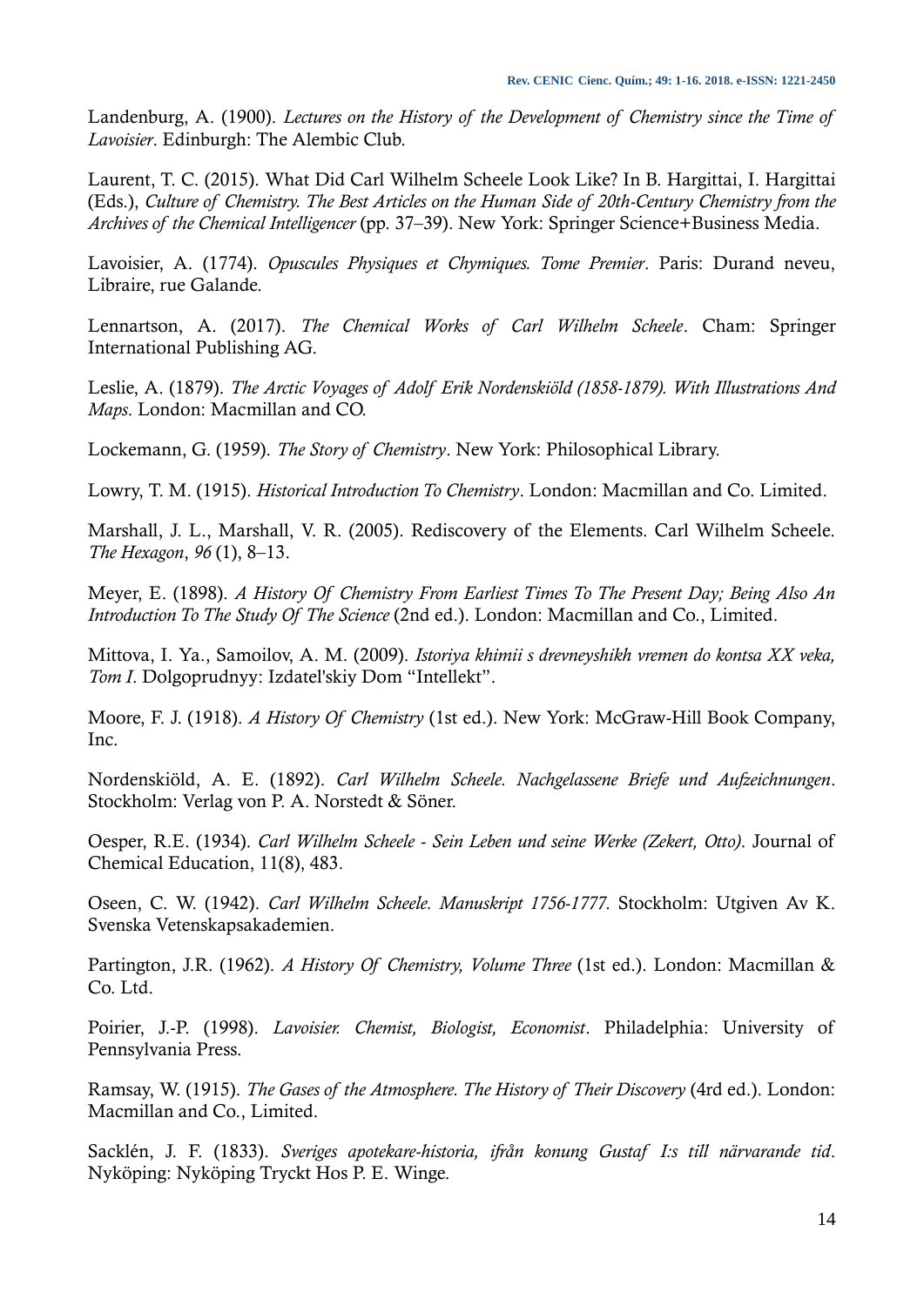Landenburg, A. (1900). *Lectures on the History of the Development of Chemistry since the Time of Lavoisier*. Edinburgh: The Alembic Club.

Laurent, T. C. (2015). What Did Carl Wilhelm Scheele Look Like? In B. Hargittai, I. Hargittai (Eds.), *Culture of Chemistry. The Best Articles on the Human Side of 20th-Century Chemistry from the Archives of the Chemical Intelligencer* (pp. 37–39). New York: Springer Science+Business Media.

Lavoisier, A. (1774). *Opuscules Physiques et Chymiques. Tome Premier*. Paris: Durand neveu, Libraire, rue Galande.

Lennartson, A. (2017). *The Chemical Works of Carl Wilhelm Scheele*. Cham: Springer International Publishing AG.

Leslie, A. (1879). *The Arctic Voyages of Adolf Erik Nordenskiöld (1858-1879). With Illustrations And Maps*. London: Macmillan and CO.

Lockemann, G. (1959). *The Story of Chemistry*. New York: Philosophical Library.

Lowry, T. M. (1915). *Historical Introduction To Chemistry*. London: Macmillan and Co. Limited.

Marshall, J. L., Marshall, V. R. (2005). Rediscovery of the Elements. Carl Wilhelm Scheele. *The Hexagon*, *96* (1), 8–13.

Meyer, E. (1898). *A History Of Chemistry From Earliest Times To The Present Day; Being Also An Introduction To The Study Of The Science* (2nd ed.). London: Macmillan and Co., Limited.

Mittova, I. Ya., Samoilov, A. M. (2009). *Istoriya khimii s drevneyshikh vremen do kontsa XX veka, Tom I*. Dolgoprudnyy: Izdatel'skiy Dom "Intellekt".

Moore, F. J. (1918). *A History Of Chemistry* (1st ed.). New York: McGraw-Hill Book Company, Inc.

Nordenskiöld, A. E. (1892). *Carl Wilhelm Scheele. Nachgelassene Briefe und Aufzeichnungen*. Stockholm: Verlag von P. A. Norstedt & Söner.

Oesper, R.E. (1934). *Carl Wilhelm Scheele - Sein Leben und seine Werke (Zekert, Otto)*. Journal of Chemical Education, 11(8), 483.

Oseen, C. W. (1942). *Carl Wilhelm Scheele. Manuskript 1756-1777*. Stockholm: Utgiven Av K. Svenska Vetenskapsakademien.

Partington, J.R. (1962). *A History Of Chemistry, Volume Three* (1st ed.). London: Macmillan & Co. Ltd.

Poirier, J.-P. (1998). *Lavoisier. Chemist, Biologist, Economist*. Philadelphia: University of Pennsylvania Press.

Ramsay, W. (1915). *The Gases of the Atmosphere. The History of Their Discovery* (4rd ed.). London: Macmillan and Co., Limited.

Sacklén, J. F. (1833). *Sveriges apotekare-historia, ifrån konung Gustaf I:s till närvarande tid*. Nyköping: Nyköping Tryckt Hos P. E. Winge.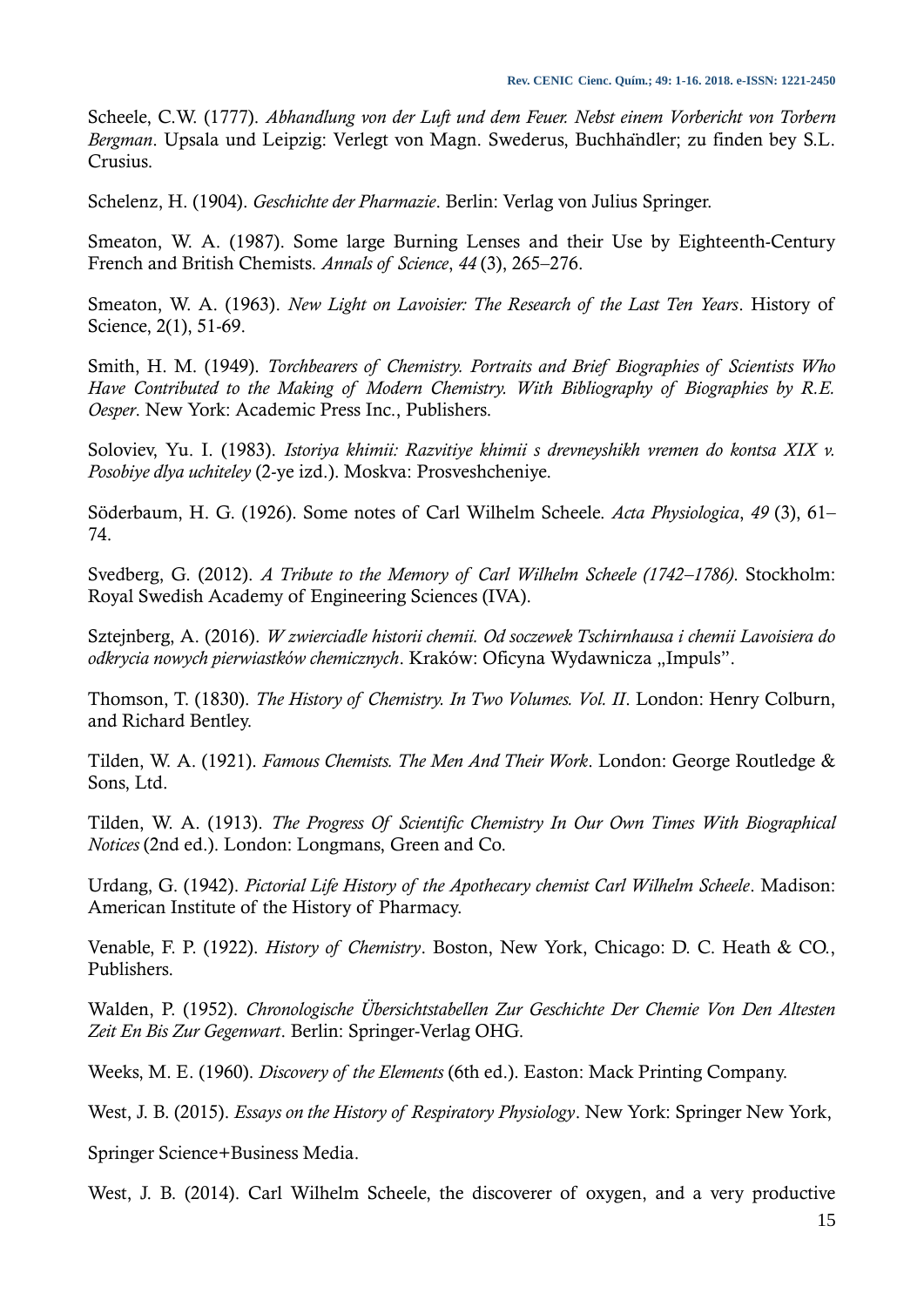Scheele, C.W. (1777). *Abhandlung von der Luft und dem Feuer. Nebst einem Vorbericht von Torbern Bergman*. Upsala und Leipzig: Verlegt von Magn. Swederus, Buchhändler; zu finden bey S.L. Crusius.

Schelenz, H. (1904). *Geschichte der Pharmazie*. Berlin: Verlag von Julius Springer.

Smeaton, W. A. (1987). Some large Burning Lenses and their Use by Eighteenth-Century French and British Chemists. *Annals of Science*, *44* (3), 265–276.

Smeaton, W. A. (1963). *New Light on Lavoisier: The Research of the Last Ten Years*. History of Science, 2(1), 51-69.

Smith, H. M. (1949). *Torchbearers of Chemistry. Portraits and Brief Biographies of Scientists Who Have Contributed to the Making of Modern Chemistry. With Bibliography of Biographies by R.E. Oesper*. New York: Academic Press Inc., Publishers.

Soloviev, Yu. I. (1983). *Istoriya khimii: Razvitiye khimii s drevneyshikh vremen do kontsa XIX v. Posobiye dlya uchiteley* (2-ye izd.). Moskva: Prosveshcheniye.

Söderbaum, H. G. (1926). Some notes of Carl Wilhelm Scheele. *Acta Physiologica*, *49* (3), 61–74.

Svedberg, G. (2012). *A Tribute to the Memory of Carl Wilhelm Scheele (1742–1786)*. Stockholm: Royal Swedish Academy of Engineering Sciences (IVA).

Sztejnberg, A. (2016). *W zwierciadle historii chemii. Od soczewek Tschirnhausa i chemii Lavoisiera do odkrycia nowych pierwiastków chemicznych*. Kraków: Oficyna Wydawnicza „Impuls".

Thomson, T. (1830). *The History of Chemistry. In Two Volumes. Vol. II*. London: Henry Colburn, and Richard Bentley.

Tilden, W. A. (1921). *Famous Chemists. The Men And Their Work*. London: George Routledge & Sons, Ltd.

Tilden, W. A. (1913). *The Progress Of Scientific Chemistry In Our Own Times With Biographical Notices* (2nd ed.). London: Longmans, Green and Co.

Urdang, G. (1942). *Pictorial Life History of the Apothecary chemist Carl Wilhelm Scheele*. Madison: American Institute of the History of Pharmacy.

Venable, F. P. (1922). *History of Chemistry*. Boston, New York, Chicago: D. C. Heath & CO., Publishers.

Walden, P. (1952). *Chronologische Übersichtstabellen Zur Geschichte Der Chemie Von Den Altesten Zeit En Bis Zur Gegenwart*. Berlin: Springer-Verlag OHG.

Weeks, M. E. (1960). *Discovery of the Elements* (6th ed.). Easton: Mack Printing Company.

West, J. B. (2015). *Essays on the History of Respiratory Physiology*. New York: Springer New York,

Springer Science+Business Media.

West, J. B. (2014). Carl Wilhelm Scheele, the discoverer of oxygen, and a very productive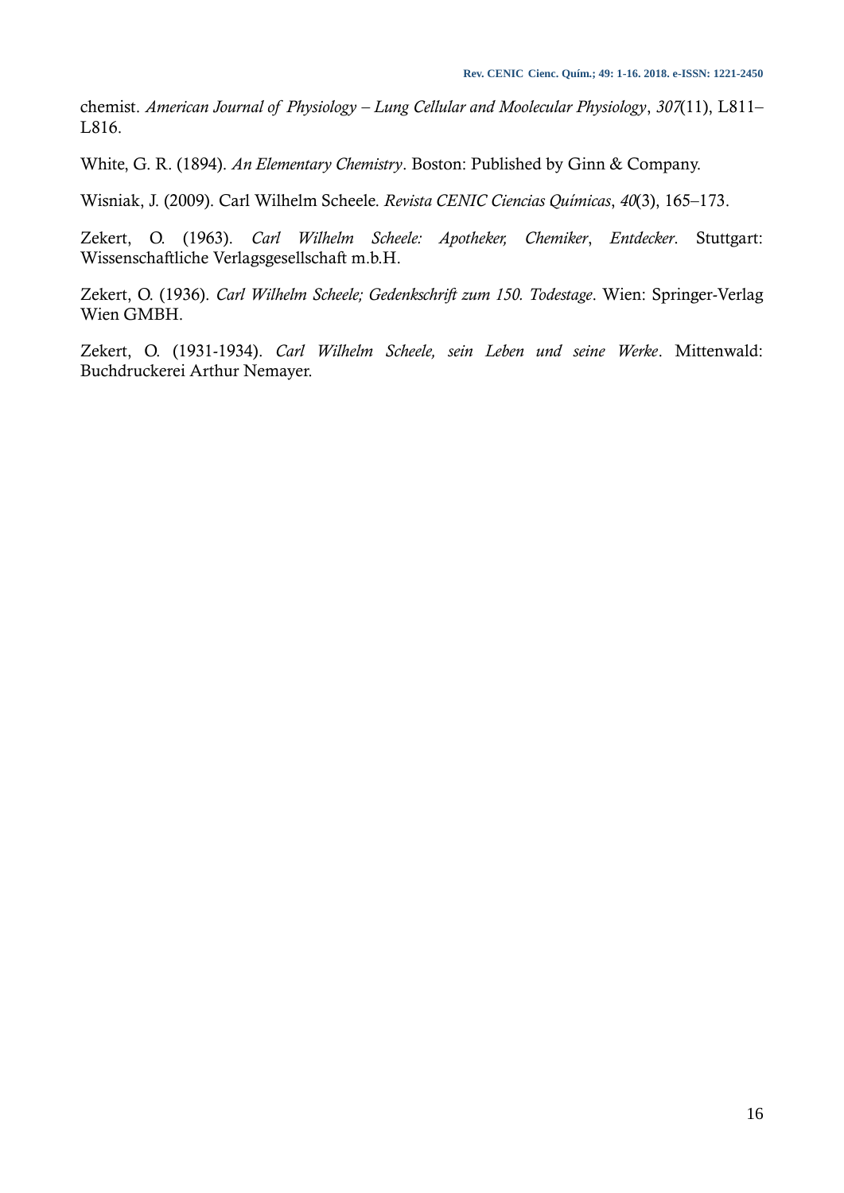chemist. *American Journal of Physiology – Lung Cellular and Moolecular Physiology*, *307*(11), L811–L816.

White, G. R. (1894). *An Elementary Chemistry*. Boston: Published by Ginn & Company.

Wisniak, J. (2009). Carl Wilhelm Scheele. *Revista CENIC Ciencias Químicas*, *40*(3), 165–173.

Zekert, O. (1963). *Carl Wilhelm Scheele: Apotheker, Chemiker*, *Entdecker*. Stuttgart: Wissenschaftliche Verlagsgesellschaft m.b.H.

Zekert, O. (1936). *Carl Wilhelm Scheele; Gedenkschrift zum 150. Todestage*. Wien: Springer-Verlag Wien GMBH.

Zekert, O. (1931-1934). *Carl Wilhelm Scheele, sein Leben und seine Werke*. Mittenwald: Buchdruckerei Arthur Nemayer.